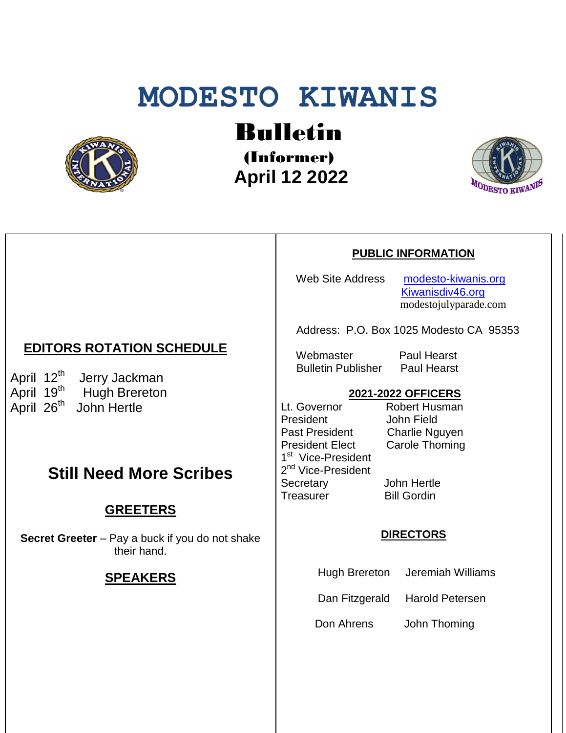# MODESTO KIWANIS

## Bulletin

### (Informer)

### April 12 2022

## EDITORS ROTATION SCHEDULE

April 12th Jerry Jackman
April 19th Hugh Brereton
April 26th John Hertle

## Still Need More Scribes

## GREETERS

**Secret Greeter** – Pay a buck if you do not shake their hand.

## SPEAKERS

## PUBLIC INFORMATION

Web Site Address: modesto-kiwanis.org
Kiwanisdiv46.org
modestojulyparade.com

Address: P.O. Box 1025 Modesto CA 95353

| | |
|---|---|
| Webmaster | Paul Hearst |
| Bulletin Publisher | Paul Hearst |

## 2021-2022 OFFICERS

| | |
|---|---|
| Lt. Governor | Robert Husman |
| President | John Field |
| Past President | Charlie Nguyen |
| President Elect | Carole Thoming |
| 1st Vice-President | |
| 2nd Vice-President | |
| Secretary | John Hertle |
| Treasurer | Bill Gordin |

## DIRECTORS

| | |
|---|---|
| Hugh Brereton | Jeremiah Williams |
| Dan Fitzgerald | Harold Petersen |
| Don Ahrens | John Thoming |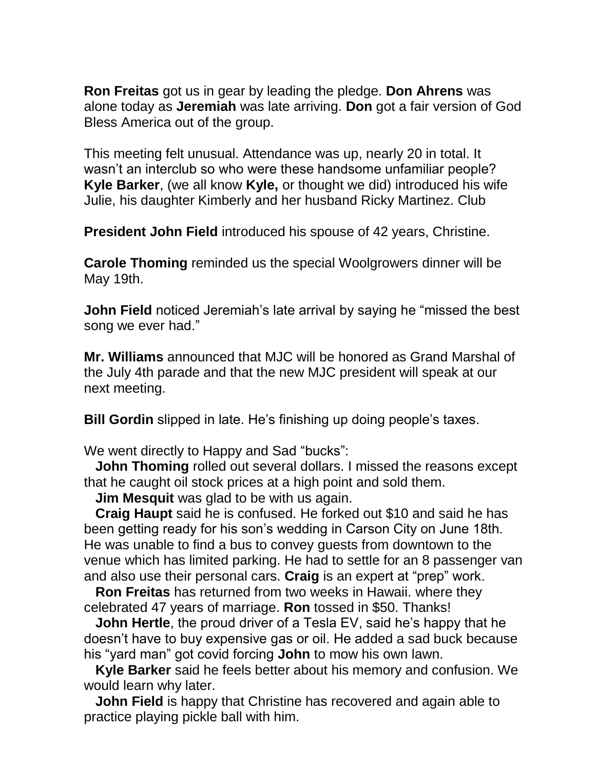**Ron Freitas** got us in gear by leading the pledge. **Don Ahrens** was alone today as **Jeremiah** was late arriving. **Don** got a fair version of God Bless America out of the group.

This meeting felt unusual. Attendance was up, nearly 20 in total. It wasn't an interclub so who were these handsome unfamiliar people? **Kyle Barker**, (we all know **Kyle,** or thought we did) introduced his wife Julie, his daughter Kimberly and her husband Ricky Martinez. Club

**President John Field** introduced his spouse of 42 years, Christine.

**Carole Thoming** reminded us the special Woolgrowers dinner will be May 19th.

**John Field** noticed Jeremiah's late arrival by saying he "missed the best song we ever had."

**Mr. Williams** announced that MJC will be honored as Grand Marshal of the July 4th parade and that the new MJC president will speak at our next meeting.

**Bill Gordin** slipped in late. He's finishing up doing people's taxes.

We went directly to Happy and Sad "bucks":

**John Thoming** rolled out several dollars. I missed the reasons except that he caught oil stock prices at a high point and sold them.

**Jim Mesquit** was glad to be with us again.

**Craig Haupt** said he is confused. He forked out $10 and said he has been getting ready for his son's wedding in Carson City on June 18th. He was unable to find a bus to convey guests from downtown to the venue which has limited parking. He had to settle for an 8 passenger van and also use their personal cars. **Craig** is an expert at "prep" work.

**Ron Freitas** has returned from two weeks in Hawaii. where they celebrated 47 years of marriage. **Ron** tossed in $50. Thanks!

**John Hertle**, the proud driver of a Tesla EV, said he's happy that he doesn't have to buy expensive gas or oil. He added a sad buck because his "yard man" got covid forcing **John** to mow his own lawn.

**Kyle Barker** said he feels better about his memory and confusion. We would learn why later.

**John Field** is happy that Christine has recovered and again able to practice playing pickle ball with him.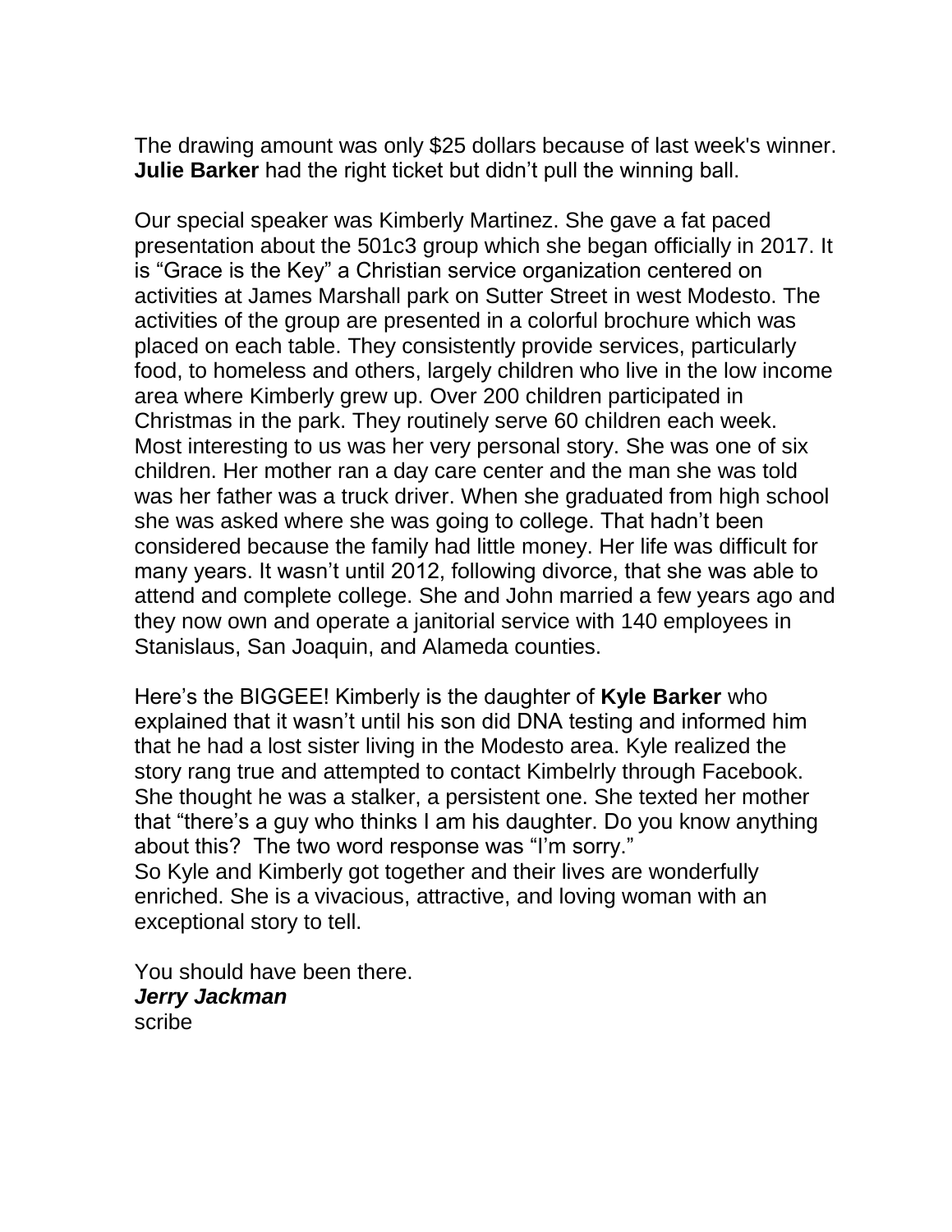The drawing amount was only $25 dollars because of last week's winner. **Julie Barker** had the right ticket but didn't pull the winning ball.

Our special speaker was Kimberly Martinez. She gave a fat paced presentation about the 501c3 group which she began officially in 2017. It is "Grace is the Key" a Christian service organization centered on activities at James Marshall park on Sutter Street in west Modesto. The activities of the group are presented in a colorful brochure which was placed on each table. They consistently provide services, particularly food, to homeless and others, largely children who live in the low income area where Kimberly grew up. Over 200 children participated in Christmas in the park. They routinely serve 60 children each week. Most interesting to us was her very personal story. She was one of six children. Her mother ran a day care center and the man she was told was her father was a truck driver. When she graduated from high school she was asked where she was going to college. That hadn't been considered because the family had little money. Her life was difficult for many years. It wasn't until 2012, following divorce, that she was able to attend and complete college. She and John married a few years ago and they now own and operate a janitorial service with 140 employees in Stanislaus, San Joaquin, and Alameda counties.

Here's the BIGGEE! Kimberly is the daughter of **Kyle Barker** who explained that it wasn't until his son did DNA testing and informed him that he had a lost sister living in the Modesto area. Kyle realized the story rang true and attempted to contact Kimbelrly through Facebook. She thought he was a stalker, a persistent one. She texted her mother that "there's a guy who thinks I am his daughter. Do you know anything about this? The two word response was "I'm sorry."
So Kyle and Kimberly got together and their lives are wonderfully enriched. She is a vivacious, attractive, and loving woman with an exceptional story to tell.

You should have been there.
***Jerry Jackman***
scribe